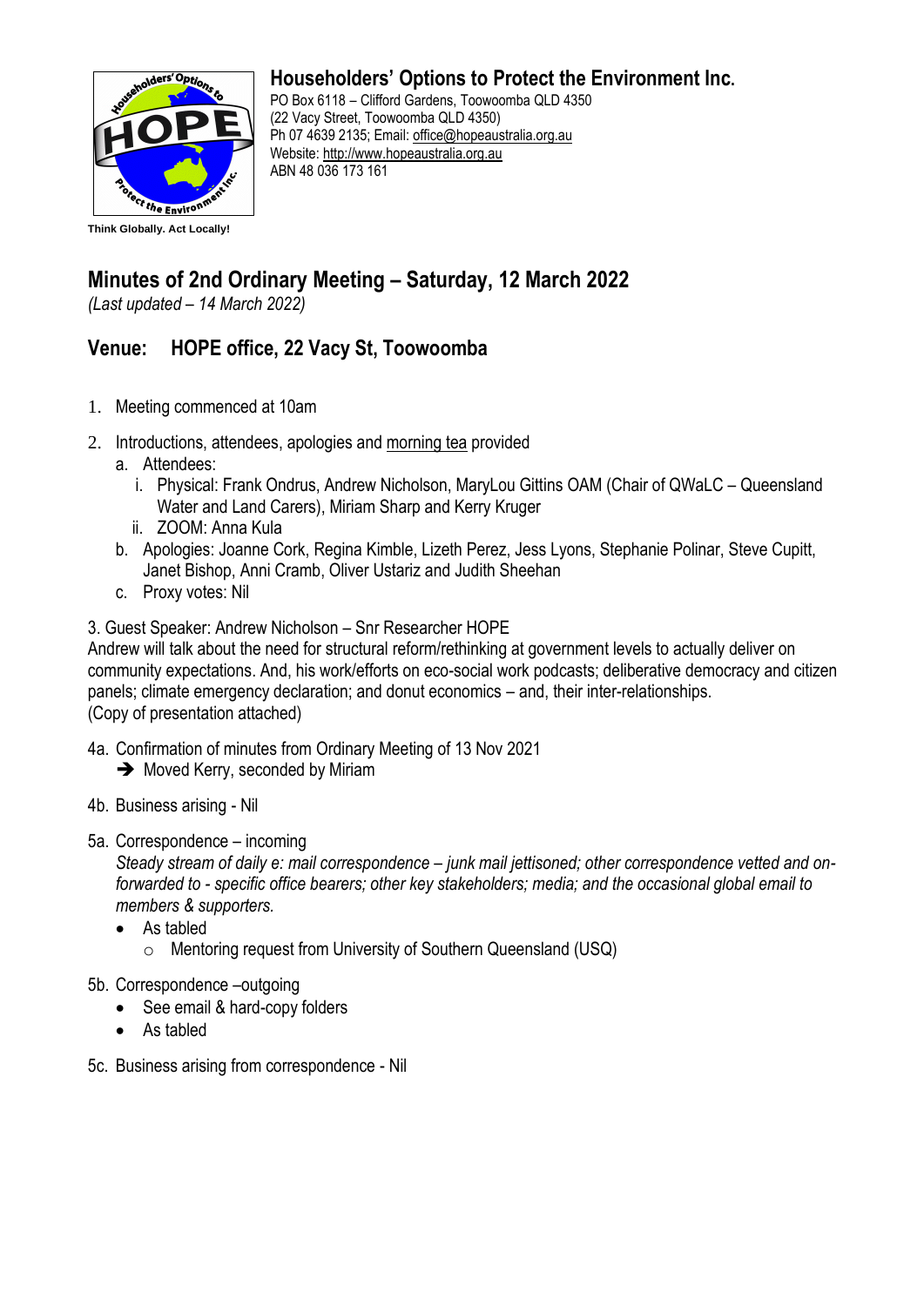## Householders' Options to Protect the Environment Inc.

PO Box 6118 – Clifford Gardens, Toowoomba QLD 4350
(22 Vacy Street, Toowoomba QLD 4350)
Ph 07 4639 2135; Email: office@hopeaustralia.org.au
Website: http://www.hopeaustralia.org.au
ABN 48 036 173 161

**Think Globally. Act Locally!**

# Minutes of 2nd Ordinary Meeting – Saturday, 12 March 2022

*(Last updated – 14 March 2022)*

## Venue: HOPE office, 22 Vacy St, Toowoomba

1. Meeting commenced at 10am
2. Introductions, attendees, apologies and morning tea provided
   a. Attendees:
      i. Physical: Frank Ondrus, Andrew Nicholson, MaryLou Gittins OAM (Chair of QWaLC – Queensland Water and Land Carers), Miriam Sharp and Kerry Kruger
      ii. ZOOM: Anna Kula
   b. Apologies: Joanne Cork, Regina Kimble, Lizeth Perez, Jess Lyons, Stephanie Polinar, Steve Cupitt, Janet Bishop, Anni Cramb, Oliver Ustariz and Judith Sheehan
   c. Proxy votes: Nil

3. Guest Speaker: Andrew Nicholson – Snr Researcher HOPE
Andrew will talk about the need for structural reform/rethinking at government levels to actually deliver on community expectations. And, his work/efforts on eco-social work podcasts; deliberative democracy and citizen panels; climate emergency declaration; and donut economics – and, their inter-relationships.
(Copy of presentation attached)

4a. Confirmation of minutes from Ordinary Meeting of 13 Nov 2021
   ➔ Moved Kerry, seconded by Miriam

4b. Business arising - Nil

5a. Correspondence – incoming
   *Steady stream of daily e: mail correspondence – junk mail jettisoned; other correspondence vetted and on-forwarded to - specific office bearers; other key stakeholders; media; and the occasional global email to members & supporters.*
   - As tabled
     - Mentoring request from University of Southern Queensland (USQ)

5b. Correspondence –outgoing
   - See email & hard-copy folders
   - As tabled

5c. Business arising from correspondence - Nil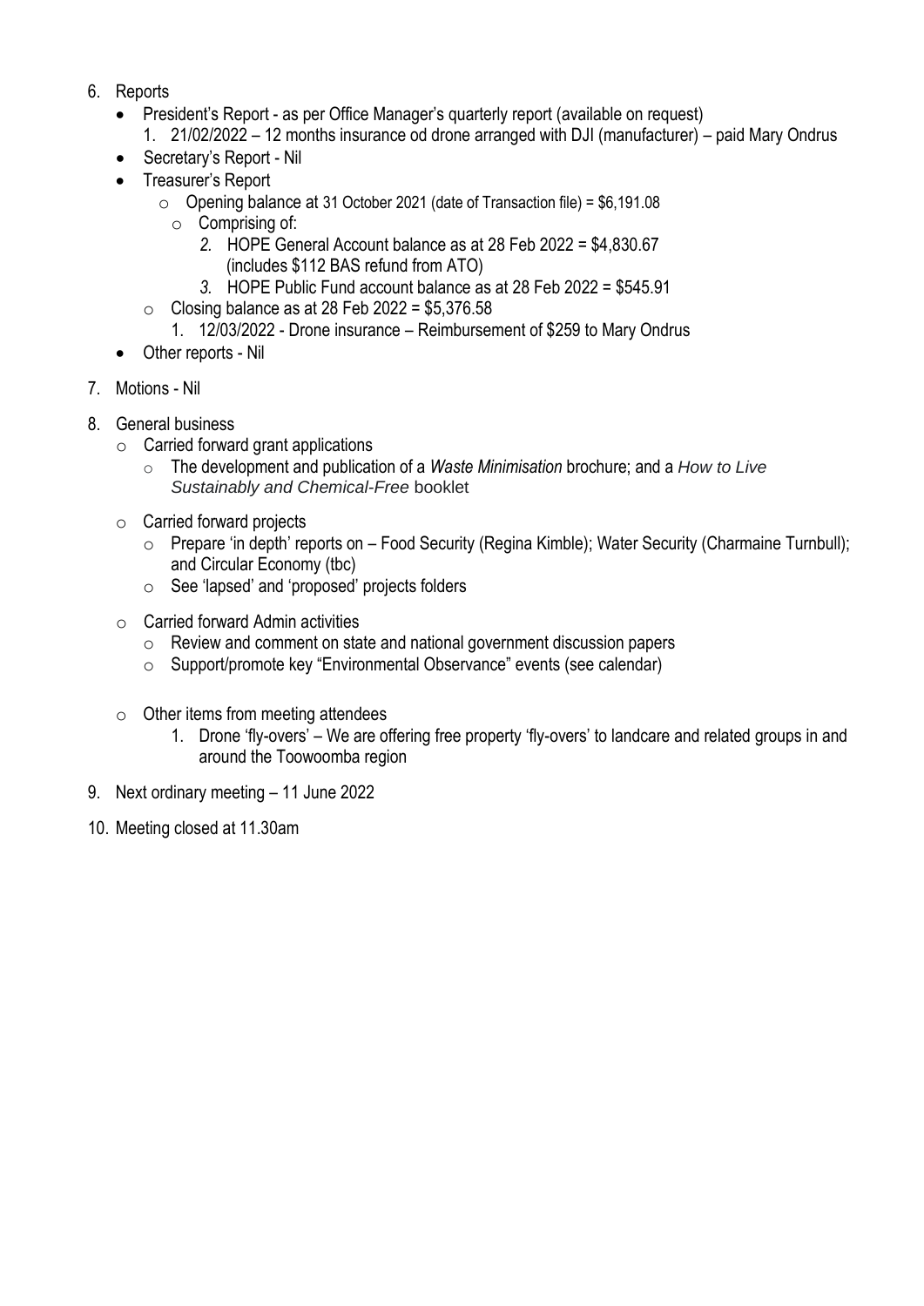6. Reports
   - President's Report - as per Office Manager's quarterly report (available on request)
     1. 21/02/2022 – 12 months insurance od drone arranged with DJI (manufacturer) – paid Mary Ondrus
   - Secretary's Report - Nil
   - Treasurer's Report
     - Opening balance at 31 October 2021 (date of Transaction file) = $6,191.08
       - Comprising of:
         2. *HOPE General Account balance as at 28 Feb 2022 = $4,830.67 (includes $112 BAS refund from ATO)*
         3. *HOPE Public Fund account balance as at 28 Feb 2022 = $545.91*
     - Closing balance as at 28 Feb 2022 = $5,376.58
       1. 12/03/2022 - Drone insurance – Reimbursement of $259 to Mary Ondrus
   - Other reports - Nil

7. Motions - Nil

8. General business
   - Carried forward grant applications
     - The development and publication of a *Waste Minimisation* brochure; and a *How to Live Sustainably and Chemical-Free* booklet
   - Carried forward projects
     - Prepare 'in depth' reports on – Food Security (Regina Kimble); Water Security (Charmaine Turnbull); and Circular Economy (tbc)
     - See 'lapsed' and 'proposed' projects folders
   - Carried forward Admin activities
     - Review and comment on state and national government discussion papers
     - Support/promote key "Environmental Observance" events (see calendar)
   - Other items from meeting attendees
     1. Drone 'fly-overs' – We are offering free property 'fly-overs' to landcare and related groups in and around the Toowoomba region

9. Next ordinary meeting – 11 June 2022

10. Meeting closed at 11.30am